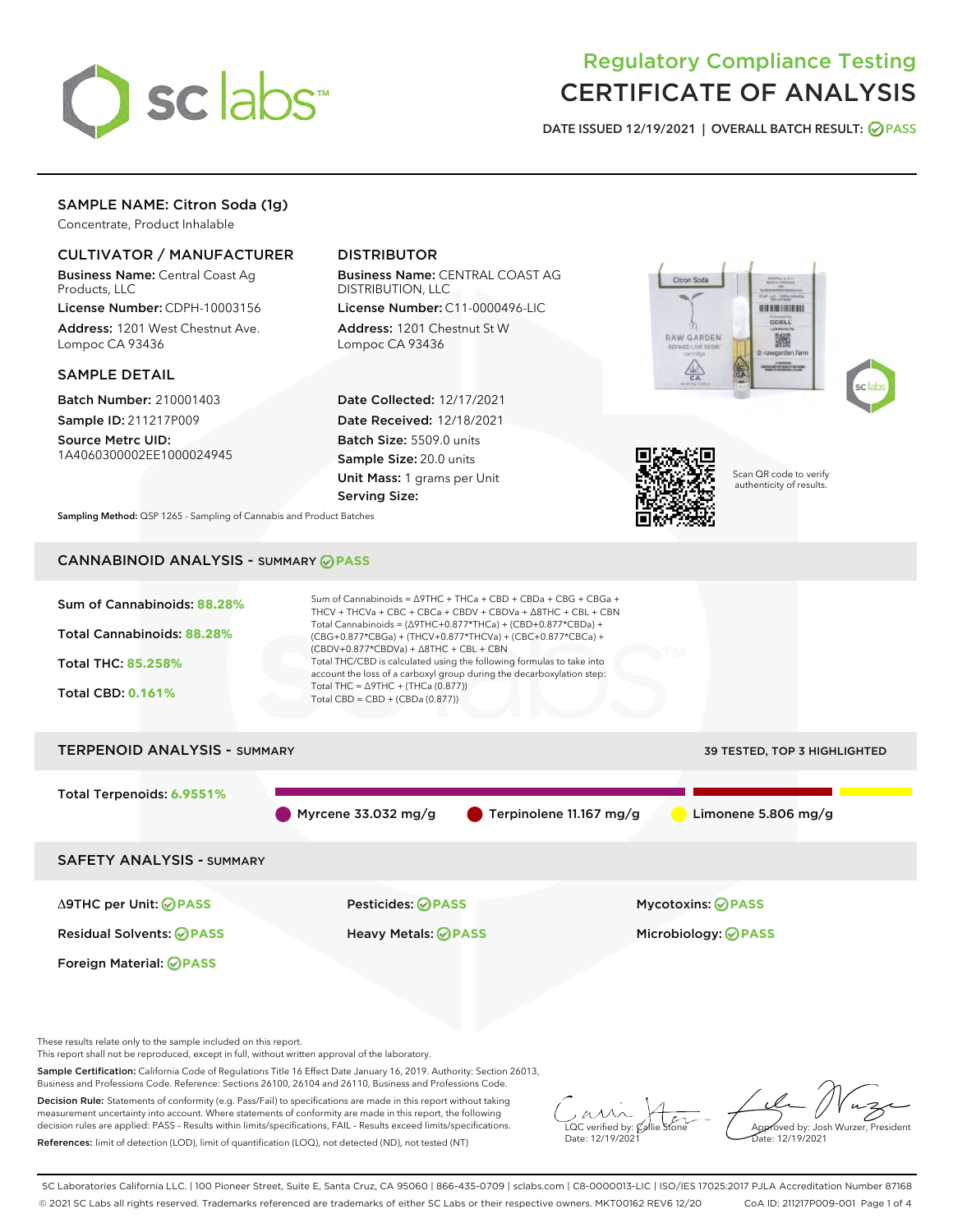# Regulatory Compliance Testing
# CERTIFICATE OF ANALYSIS

DATE ISSUED 12/19/2021 | OVERALL BATCH RESULT: PASS

## SAMPLE NAME: Citron Soda (1g)

Concentrate, Product Inhalable

### CULTIVATOR / MANUFACTURER

**Business Name:** Central Coast Ag Products, LLC

**License Number:** CDPH-10003156

**Address:** 1201 West Chestnut Ave. Lompoc CA 93436

### DISTRIBUTOR

**Business Name:** CENTRAL COAST AG DISTRIBUTION, LLC

**License Number:** C11-0000496-LIC

**Address:** 1201 Chestnut St W Lompoc CA 93436

### SAMPLE DETAIL

**Batch Number:** 210001403

**Sample ID:** 211217P009

**Source Metrc UID:** 1A4060300002EE1000024945

**Date Collected:** 12/17/2021

**Date Received:** 12/18/2021

**Batch Size:** 5509.0 units

**Sample Size:** 20.0 units

**Unit Mass:** 1 grams per Unit

**Serving Size:**

Scan QR code to verify authenticity of results.

**Sampling Method:** QSP 1265 - Sampling of Cannabis and Product Batches

## CANNABINOID ANALYSIS - SUMMARY PASS

Sum of Cannabinoids: **88.28%**

Total Cannabinoids: **88.28%**

Total THC: **85.258%**

Total CBD: **0.161%**

Sum of Cannabinoids = Δ9THC + THCa + CBD + CBDa + CBG + CBGa + THCV + THCVa + CBC + CBCa + CBDV + CBDVa + Δ8THC + CBL + CBN

Total Cannabinoids = (Δ9THC+0.877*THCa) + (CBD+0.877*CBDa) + (CBG+0.877*CBGa) + (THCV+0.877*THCVa) + (CBC+0.877*CBCa) + (CBDV+0.877*CBDVa) + Δ8THC + CBL + CBN

Total THC/CBD is calculated using the following formulas to take into account the loss of a carboxyl group during the decarboxylation step:

Total THC = Δ9THC + (THCa (0.877))

Total CBD = CBD + (CBDa (0.877))

## TERPENOID ANALYSIS - SUMMARY

39 TESTED, TOP 3 HIGHLIGHTED

Total Terpenoids: **6.9551%**

Myrcene 33.032 mg/g | Terpinolene 11.167 mg/g | Limonene 5.806 mg/g

## SAFETY ANALYSIS - SUMMARY

| | | |
|---|---|---|
| Δ9THC per Unit: PASS | Pesticides: PASS | Mycotoxins: PASS |
| Residual Solvents: PASS | Heavy Metals: PASS | Microbiology: PASS |
| Foreign Material: PASS | | |

These results relate only to the sample included on this report.
This report shall not be reproduced, except in full, without written approval of the laboratory.

**Sample Certification:** California Code of Regulations Title 16 Effect Date January 16, 2019. Authority: Section 26013, Business and Professions Code. Reference: Sections 26100, 26104 and 26110, Business and Professions Code.

**Decision Rule:** Statements of conformity (e.g. Pass/Fail) to specifications are made in this report without taking measurement uncertainty into account. Where statements of conformity are made in this report, the following decision rules are applied: PASS – Results within limits/specifications, FAIL – Results exceed limits/specifications.

**References:** limit of detection (LOD), limit of quantification (LOQ), not detected (ND), not tested (NT)

LQC verified by: Callie Stone
Date: 12/19/2021

Approved by: Josh Wurzer, President
Date: 12/19/2021

SC Laboratories California LLC. | 100 Pioneer Street, Suite E, Santa Cruz, CA 95060 | 866-435-0709 | sclabs.com | C8-0000013-LIC | ISO/IES 17025:2017 PJLA Accreditation Number 87168
© 2021 SC Labs all rights reserved. Trademarks referenced are trademarks of either SC Labs or their respective owners. MKT00162 REV6 12/20 CoA ID: 211217P009-001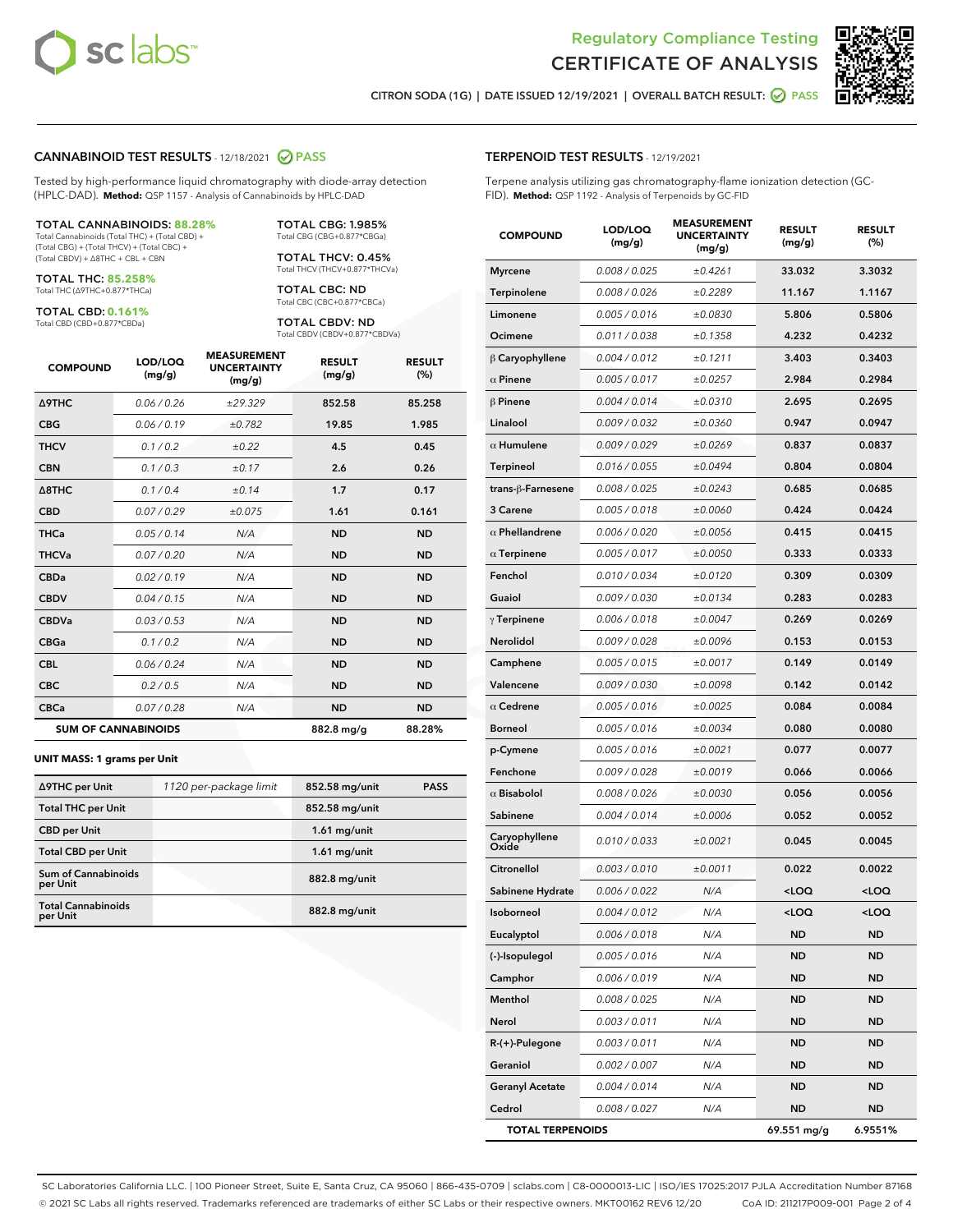Regulatory Compliance Testing
# CERTIFICATE OF ANALYSIS

CITRON SODA (1G) | DATE ISSUED 12/19/2021 | OVERALL BATCH RESULT: PASS

## CANNABINOID TEST RESULTS - 12/18/2021 PASS

Tested by high-performance liquid chromatography with diode-array detection (HPLC-DAD). **Method:** QSP 1157 - Analysis of Cannabinoids by HPLC-DAD

**TOTAL CANNABINOIDS: 88.28%**
Total Cannabinoids (Total THC) + (Total CBD) + (Total CBG) + (Total THCV) + (Total CBC) + (Total CBDV) + Δ8THC + CBL + CBN

**TOTAL THC: 85.258%**
Total THC (Δ9THC+0.877*THCa)

**TOTAL CBD: 0.161%**
Total CBD (CBD+0.877*CBDa)

**TOTAL CBG: 1.985%**
Total CBG (CBG+0.877*CBGa)

**TOTAL THCV: 0.45%**
Total THCV (THCV+0.877*THCVa)

**TOTAL CBC: ND**
Total CBC (CBC+0.877*CBCa)

**TOTAL CBDV: ND**
Total CBDV (CBDV+0.877*CBDVa)

| COMPOUND | LOD/LOQ (mg/g) | MEASUREMENT UNCERTAINTY (mg/g) | RESULT (mg/g) | RESULT (%) |
|---|---|---|---|---|
| Δ9THC | 0.06 / 0.26 | ±29.329 | 852.58 | 85.258 |
| CBG | 0.06 / 0.19 | ±0.782 | 19.85 | 1.985 |
| THCV | 0.1 / 0.2 | ±0.22 | 4.5 | 0.45 |
| CBN | 0.1 / 0.3 | ±0.17 | 2.6 | 0.26 |
| Δ8THC | 0.1 / 0.4 | ±0.14 | 1.7 | 0.17 |
| CBD | 0.07 / 0.29 | ±0.075 | 1.61 | 0.161 |
| THCa | 0.05 / 0.14 | N/A | ND | ND |
| THCVa | 0.07 / 0.20 | N/A | ND | ND |
| CBDa | 0.02 / 0.19 | N/A | ND | ND |
| CBDV | 0.04 / 0.15 | N/A | ND | ND |
| CBDVa | 0.03 / 0.53 | N/A | ND | ND |
| CBGa | 0.1 / 0.2 | N/A | ND | ND |
| CBL | 0.06 / 0.24 | N/A | ND | ND |
| CBC | 0.2 / 0.5 | N/A | ND | ND |
| CBCa | 0.07 / 0.28 | N/A | ND | ND |
| **SUM OF CANNABINOIDS** | | | 882.8 mg/g | 88.28% |

**UNIT MASS: 1 grams per Unit**

| | | | |
|---|---|---|---|
| Δ9THC per Unit | 1120 per-package limit | 852.58 mg/unit | PASS |
| Total THC per Unit | | 852.58 mg/unit | |
| CBD per Unit | | 1.61 mg/unit | |
| Total CBD per Unit | | 1.61 mg/unit | |
| Sum of Cannabinoids per Unit | | 882.8 mg/unit | |
| Total Cannabinoids per Unit | | 882.8 mg/unit | |

## TERPENOID TEST RESULTS - 12/19/2021

Terpene analysis utilizing gas chromatography-flame ionization detection (GC-FID). **Method:** QSP 1192 - Analysis of Terpenoids by GC-FID

| COMPOUND | LOD/LOQ (mg/g) | MEASUREMENT UNCERTAINTY (mg/g) | RESULT (mg/g) | RESULT (%) |
|---|---|---|---|---|
| Myrcene | 0.008 / 0.025 | ±0.4261 | 33.032 | 3.3032 |
| Terpinolene | 0.008 / 0.026 | ±0.2289 | 11.167 | 1.1167 |
| Limonene | 0.005 / 0.016 | ±0.0830 | 5.806 | 0.5806 |
| Ocimene | 0.011 / 0.038 | ±0.1358 | 4.232 | 0.4232 |
| β Caryophyllene | 0.004 / 0.012 | ±0.1211 | 3.403 | 0.3403 |
| α Pinene | 0.005 / 0.017 | ±0.0257 | 2.984 | 0.2984 |
| β Pinene | 0.004 / 0.014 | ±0.0310 | 2.695 | 0.2695 |
| Linalool | 0.009 / 0.032 | ±0.0360 | 0.947 | 0.0947 |
| α Humulene | 0.009 / 0.029 | ±0.0269 | 0.837 | 0.0837 |
| Terpineol | 0.016 / 0.055 | ±0.0494 | 0.804 | 0.0804 |
| trans-β-Farnesene | 0.008 / 0.025 | ±0.0243 | 0.685 | 0.0685 |
| 3 Carene | 0.005 / 0.018 | ±0.0060 | 0.424 | 0.0424 |
| α Phellandrene | 0.006 / 0.020 | ±0.0056 | 0.415 | 0.0415 |
| α Terpinene | 0.005 / 0.017 | ±0.0050 | 0.333 | 0.0333 |
| Fenchol | 0.010 / 0.034 | ±0.0120 | 0.309 | 0.0309 |
| Guaiol | 0.009 / 0.030 | ±0.0134 | 0.283 | 0.0283 |
| γ Terpinene | 0.006 / 0.018 | ±0.0047 | 0.269 | 0.0269 |
| Nerolidol | 0.009 / 0.028 | ±0.0096 | 0.153 | 0.0153 |
| Camphene | 0.005 / 0.015 | ±0.0017 | 0.149 | 0.0149 |
| Valencene | 0.009 / 0.030 | ±0.0098 | 0.142 | 0.0142 |
| α Cedrene | 0.005 / 0.016 | ±0.0025 | 0.084 | 0.0084 |
| Borneol | 0.005 / 0.016 | ±0.0034 | 0.080 | 0.0080 |
| p-Cymene | 0.005 / 0.016 | ±0.0021 | 0.077 | 0.0077 |
| Fenchone | 0.009 / 0.028 | ±0.0019 | 0.066 | 0.0066 |
| α Bisabolol | 0.008 / 0.026 | ±0.0030 | 0.056 | 0.0056 |
| Sabinene | 0.004 / 0.014 | ±0.0006 | 0.052 | 0.0052 |
| Caryophyllene Oxide | 0.010 / 0.033 | ±0.0021 | 0.045 | 0.0045 |
| Citronellol | 0.003 / 0.010 | ±0.0011 | 0.022 | 0.0022 |
| Sabinene Hydrate | 0.006 / 0.022 | N/A | <LOQ | <LOQ |
| Isoborneol | 0.004 / 0.012 | N/A | <LOQ | <LOQ |
| Eucalyptol | 0.006 / 0.018 | N/A | ND | ND |
| (-)-Isopulegol | 0.005 / 0.016 | N/A | ND | ND |
| Camphor | 0.006 / 0.019 | N/A | ND | ND |
| Menthol | 0.008 / 0.025 | N/A | ND | ND |
| Nerol | 0.003 / 0.011 | N/A | ND | ND |
| R-(+)-Pulegone | 0.003 / 0.011 | N/A | ND | ND |
| Geraniol | 0.002 / 0.007 | N/A | ND | ND |
| Geranyl Acetate | 0.004 / 0.014 | N/A | ND | ND |
| Cedrol | 0.008 / 0.027 | N/A | ND | ND |
| **TOTAL TERPENOIDS** | | | 69.551 mg/g | 6.9551% |

SC Laboratories California LLC. | 100 Pioneer Street, Suite E, Santa Cruz, CA 95060 | 866-435-0709 | sclabs.com | C8-0000013-LIC | ISO/IES 17025:2017 PJLA Accreditation Number 87168
© 2021 SC Labs all rights reserved. Trademarks referenced are trademarks of either SC Labs or their respective owners. MKT00162 REV6 12/20 CoA ID: 211217P009-001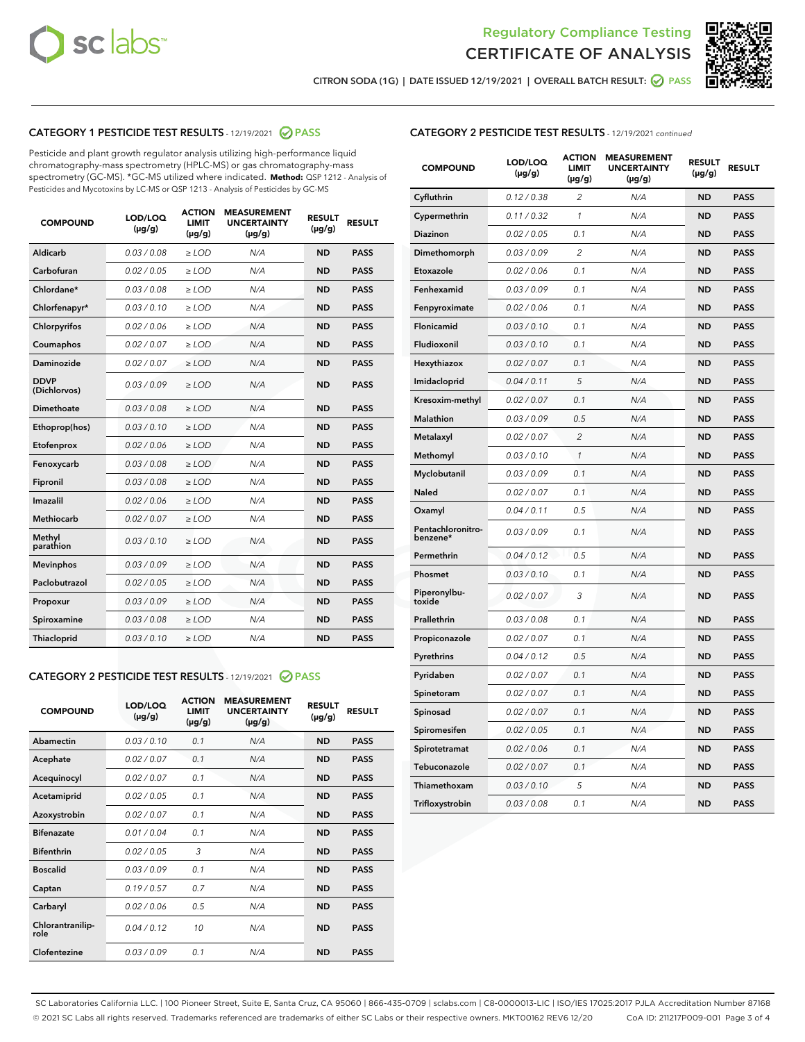CITRON SODA (1G) | DATE ISSUED 12/19/2021 | OVERALL BATCH RESULT: PASS

## CATEGORY 1 PESTICIDE TEST RESULTS - 12/19/2021 PASS

Pesticide and plant growth regulator analysis utilizing high-performance liquid chromatography-mass spectrometry (HPLC-MS) or gas chromatography-mass spectrometry (GC-MS). *GC-MS utilized where indicated. **Method:** QSP 1212 - Analysis of Pesticides and Mycotoxins by LC-MS or QSP 1213 - Analysis of Pesticides by GC-MS

| COMPOUND | LOD/LOQ (μg/g) | ACTION LIMIT (μg/g) | MEASUREMENT UNCERTAINTY (μg/g) | RESULT (μg/g) | RESULT |
|---|---|---|---|---|---|
| Aldicarb | 0.03 / 0.08 | ≥ LOD | N/A | ND | PASS |
| Carbofuran | 0.02 / 0.05 | ≥ LOD | N/A | ND | PASS |
| Chlordane* | 0.03 / 0.08 | ≥ LOD | N/A | ND | PASS |
| Chlorfenapyr* | 0.03 / 0.10 | ≥ LOD | N/A | ND | PASS |
| Chlorpyrifos | 0.02 / 0.06 | ≥ LOD | N/A | ND | PASS |
| Coumaphos | 0.02 / 0.07 | ≥ LOD | N/A | ND | PASS |
| Daminozide | 0.02 / 0.07 | ≥ LOD | N/A | ND | PASS |
| DDVP (Dichlorvos) | 0.03 / 0.09 | ≥ LOD | N/A | ND | PASS |
| Dimethoate | 0.03 / 0.08 | ≥ LOD | N/A | ND | PASS |
| Ethoprop(hos) | 0.03 / 0.10 | ≥ LOD | N/A | ND | PASS |
| Etofenprox | 0.02 / 0.06 | ≥ LOD | N/A | ND | PASS |
| Fenoxycarb | 0.03 / 0.08 | ≥ LOD | N/A | ND | PASS |
| Fipronil | 0.03 / 0.08 | ≥ LOD | N/A | ND | PASS |
| Imazalil | 0.02 / 0.06 | ≥ LOD | N/A | ND | PASS |
| Methiocarb | 0.02 / 0.07 | ≥ LOD | N/A | ND | PASS |
| Methyl parathion | 0.03 / 0.10 | ≥ LOD | N/A | ND | PASS |
| Mevinphos | 0.03 / 0.09 | ≥ LOD | N/A | ND | PASS |
| Paclobutrazol | 0.02 / 0.05 | ≥ LOD | N/A | ND | PASS |
| Propoxur | 0.03 / 0.09 | ≥ LOD | N/A | ND | PASS |
| Spiroxamine | 0.03 / 0.08 | ≥ LOD | N/A | ND | PASS |
| Thiacloprid | 0.03 / 0.10 | ≥ LOD | N/A | ND | PASS |

## CATEGORY 2 PESTICIDE TEST RESULTS - 12/19/2021 PASS

| COMPOUND | LOD/LOQ (μg/g) | ACTION LIMIT (μg/g) | MEASUREMENT UNCERTAINTY (μg/g) | RESULT (μg/g) | RESULT |
|---|---|---|---|---|---|
| Abamectin | 0.03 / 0.10 | 0.1 | N/A | ND | PASS |
| Acephate | 0.02 / 0.07 | 0.1 | N/A | ND | PASS |
| Acequinocyl | 0.02 / 0.07 | 0.1 | N/A | ND | PASS |
| Acetamiprid | 0.02 / 0.05 | 0.1 | N/A | ND | PASS |
| Azoxystrobin | 0.02 / 0.07 | 0.1 | N/A | ND | PASS |
| Bifenazate | 0.01 / 0.04 | 0.1 | N/A | ND | PASS |
| Bifenthrin | 0.02 / 0.05 | 3 | N/A | ND | PASS |
| Boscalid | 0.03 / 0.09 | 0.1 | N/A | ND | PASS |
| Captan | 0.19 / 0.57 | 0.7 | N/A | ND | PASS |
| Carbaryl | 0.02 / 0.06 | 0.5 | N/A | ND | PASS |
| Chlorantraniliprole | 0.04 / 0.12 | 10 | N/A | ND | PASS |
| Clofentezine | 0.03 / 0.09 | 0.1 | N/A | ND | PASS |
| Cyfluthrin | 0.12 / 0.38 | 2 | N/A | ND | PASS |
| Cypermethrin | 0.11 / 0.32 | 1 | N/A | ND | PASS |
| Diazinon | 0.02 / 0.05 | 0.1 | N/A | ND | PASS |
| Dimethomorph | 0.03 / 0.09 | 2 | N/A | ND | PASS |
| Etoxazole | 0.02 / 0.06 | 0.1 | N/A | ND | PASS |
| Fenhexamid | 0.03 / 0.09 | 0.1 | N/A | ND | PASS |
| Fenpyroximate | 0.02 / 0.06 | 0.1 | N/A | ND | PASS |
| Flonicamid | 0.03 / 0.10 | 0.1 | N/A | ND | PASS |
| Fludioxonil | 0.03 / 0.10 | 0.1 | N/A | ND | PASS |
| Hexythiazox | 0.02 / 0.07 | 0.1 | N/A | ND | PASS |
| Imidacloprid | 0.04 / 0.11 | 5 | N/A | ND | PASS |
| Kresoxim-methyl | 0.02 / 0.07 | 0.1 | N/A | ND | PASS |
| Malathion | 0.03 / 0.09 | 0.5 | N/A | ND | PASS |
| Metalaxyl | 0.02 / 0.07 | 2 | N/A | ND | PASS |
| Methomyl | 0.03 / 0.10 | 1 | N/A | ND | PASS |
| Myclobutanil | 0.03 / 0.09 | 0.1 | N/A | ND | PASS |
| Naled | 0.02 / 0.07 | 0.1 | N/A | ND | PASS |
| Oxamyl | 0.04 / 0.11 | 0.5 | N/A | ND | PASS |
| Pentachloronitrobenzene* | 0.03 / 0.09 | 0.1 | N/A | ND | PASS |
| Permethrin | 0.04 / 0.12 | 0.5 | N/A | ND | PASS |
| Phosmet | 0.03 / 0.10 | 0.1 | N/A | ND | PASS |
| Piperonylbutoxide | 0.02 / 0.07 | 3 | N/A | ND | PASS |
| Prallethrin | 0.03 / 0.08 | 0.1 | N/A | ND | PASS |
| Propiconazole | 0.02 / 0.07 | 0.1 | N/A | ND | PASS |
| Pyrethrins | 0.04 / 0.12 | 0.5 | N/A | ND | PASS |
| Pyridaben | 0.02 / 0.07 | 0.1 | N/A | ND | PASS |
| Spinetoram | 0.02 / 0.07 | 0.1 | N/A | ND | PASS |
| Spinosad | 0.02 / 0.07 | 0.1 | N/A | ND | PASS |
| Spiromesifen | 0.02 / 0.05 | 0.1 | N/A | ND | PASS |
| Spirotetramat | 0.02 / 0.06 | 0.1 | N/A | ND | PASS |
| Tebuconazole | 0.02 / 0.07 | 0.1 | N/A | ND | PASS |
| Thiamethoxam | 0.03 / 0.10 | 5 | N/A | ND | PASS |
| Trifloxystrobin | 0.03 / 0.08 | 0.1 | N/A | ND | PASS |

SC Laboratories California LLC. | 100 Pioneer Street, Suite E, Santa Cruz, CA 95060 | 866-435-0709 | sclabs.com | C8-0000013-LIC | ISO/IES 17025:2017 PJLA Accreditation Number 87168
© 2021 SC Labs all rights reserved. Trademarks referenced are trademarks of either SC Labs or their respective owners. MKT00162 REV6 12/20 CoA ID: 211217P009-001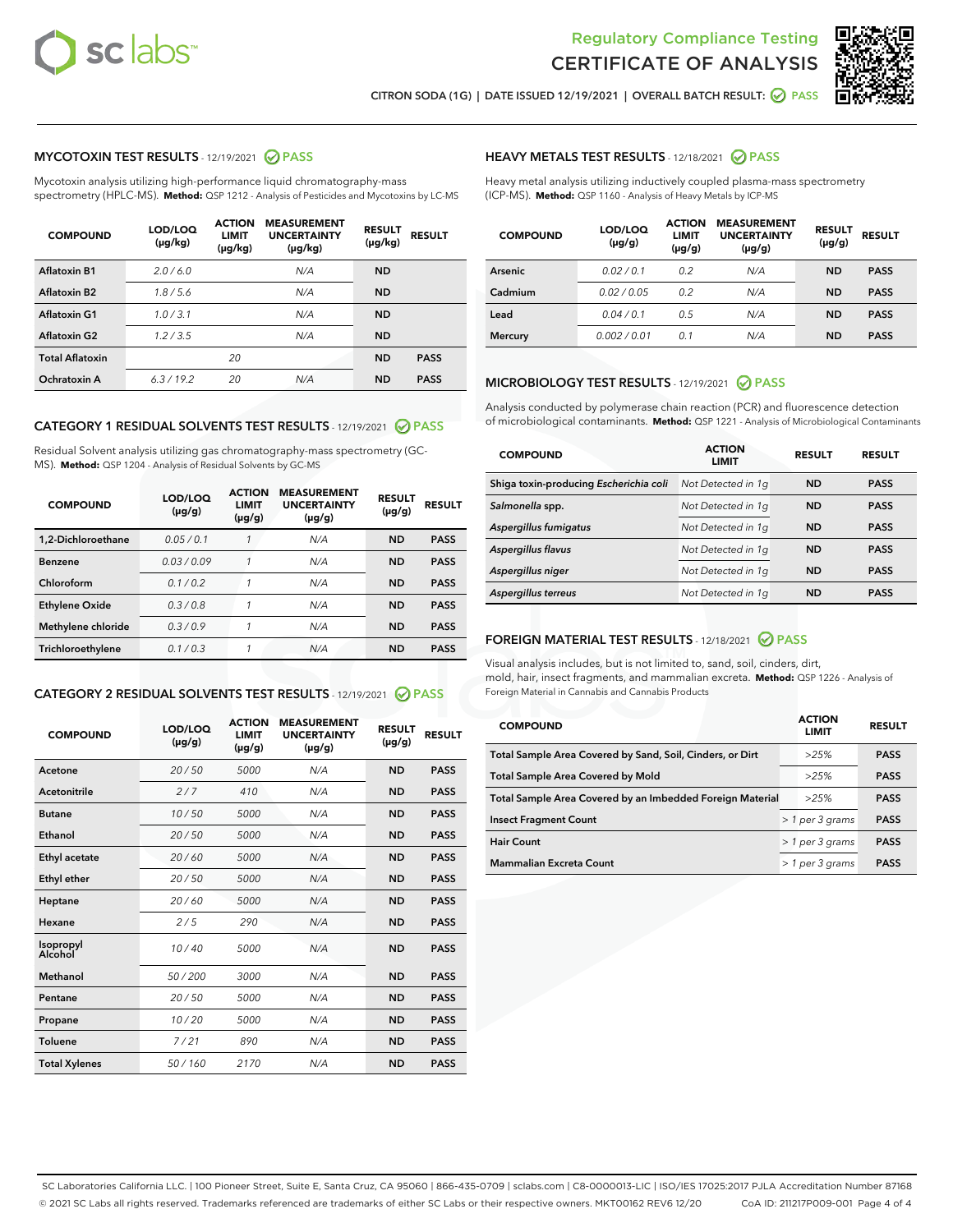Regulatory Compliance Testing
# CERTIFICATE OF ANALYSIS

CITRON SODA (1G) | DATE ISSUED 12/19/2021 | OVERALL BATCH RESULT: PASS

## MYCOTOXIN TEST RESULTS - 12/19/2021 PASS

Mycotoxin analysis utilizing high-performance liquid chromatography-mass spectrometry (HPLC-MS). **Method:** QSP 1212 - Analysis of Pesticides and Mycotoxins by LC-MS

| COMPOUND | LOD/LOQ (µg/kg) | ACTION LIMIT (µg/kg) | MEASUREMENT UNCERTAINTY (µg/kg) | RESULT (µg/kg) | RESULT |
|---|---|---|---|---|---|
| Aflatoxin B1 | 2.0 / 6.0 | | N/A | ND | |
| Aflatoxin B2 | 1.8 / 5.6 | | N/A | ND | |
| Aflatoxin G1 | 1.0 / 3.1 | | N/A | ND | |
| Aflatoxin G2 | 1.2 / 3.5 | | N/A | ND | |
| Total Aflatoxin | | 20 | | ND | PASS |
| Ochratoxin A | 6.3 / 19.2 | 20 | N/A | ND | PASS |

## CATEGORY 1 RESIDUAL SOLVENTS TEST RESULTS - 12/19/2021 PASS

Residual Solvent analysis utilizing gas chromatography-mass spectrometry (GC-MS). **Method:** QSP 1204 - Analysis of Residual Solvents by GC-MS

| COMPOUND | LOD/LOQ (µg/g) | ACTION LIMIT (µg/g) | MEASUREMENT UNCERTAINTY (µg/g) | RESULT (µg/g) | RESULT |
|---|---|---|---|---|---|
| 1,2-Dichloroethane | 0.05 / 0.1 | 1 | N/A | ND | PASS |
| Benzene | 0.03 / 0.09 | 1 | N/A | ND | PASS |
| Chloroform | 0.1 / 0.2 | 1 | N/A | ND | PASS |
| Ethylene Oxide | 0.3 / 0.8 | 1 | N/A | ND | PASS |
| Methylene chloride | 0.3 / 0.9 | 1 | N/A | ND | PASS |
| Trichloroethylene | 0.1 / 0.3 | 1 | N/A | ND | PASS |

## CATEGORY 2 RESIDUAL SOLVENTS TEST RESULTS - 12/19/2021 PASS

| COMPOUND | LOD/LOQ (µg/g) | ACTION LIMIT (µg/g) | MEASUREMENT UNCERTAINTY (µg/g) | RESULT (µg/g) | RESULT |
|---|---|---|---|---|---|
| Acetone | 20 / 50 | 5000 | N/A | ND | PASS |
| Acetonitrile | 2 / 7 | 410 | N/A | ND | PASS |
| Butane | 10 / 50 | 5000 | N/A | ND | PASS |
| Ethanol | 20 / 50 | 5000 | N/A | ND | PASS |
| Ethyl acetate | 20 / 60 | 5000 | N/A | ND | PASS |
| Ethyl ether | 20 / 50 | 5000 | N/A | ND | PASS |
| Heptane | 20 / 60 | 5000 | N/A | ND | PASS |
| Hexane | 2 / 5 | 290 | N/A | ND | PASS |
| Isopropyl Alcohol | 10 / 40 | 5000 | N/A | ND | PASS |
| Methanol | 50 / 200 | 3000 | N/A | ND | PASS |
| Pentane | 20 / 50 | 5000 | N/A | ND | PASS |
| Propane | 10 / 20 | 5000 | N/A | ND | PASS |
| Toluene | 7 / 21 | 890 | N/A | ND | PASS |
| Total Xylenes | 50 / 160 | 2170 | N/A | ND | PASS |

## HEAVY METALS TEST RESULTS - 12/18/2021 PASS

Heavy metal analysis utilizing inductively coupled plasma-mass spectrometry (ICP-MS). **Method:** QSP 1160 - Analysis of Heavy Metals by ICP-MS

| COMPOUND | LOD/LOQ (µg/g) | ACTION LIMIT (µg/g) | MEASUREMENT UNCERTAINTY (µg/g) | RESULT (µg/g) | RESULT |
|---|---|---|---|---|---|
| Arsenic | 0.02 / 0.1 | 0.2 | N/A | ND | PASS |
| Cadmium | 0.02 / 0.05 | 0.2 | N/A | ND | PASS |
| Lead | 0.04 / 0.1 | 0.5 | N/A | ND | PASS |
| Mercury | 0.002 / 0.01 | 0.1 | N/A | ND | PASS |

## MICROBIOLOGY TEST RESULTS - 12/19/2021 PASS

Analysis conducted by polymerase chain reaction (PCR) and fluorescence detection of microbiological contaminants. **Method:** QSP 1221 - Analysis of Microbiological Contaminants

| COMPOUND | ACTION LIMIT | RESULT | RESULT |
|---|---|---|---|
| Shiga toxin-producing *Escherichia coli* | Not Detected in 1g | ND | PASS |
| *Salmonella* spp. | Not Detected in 1g | ND | PASS |
| *Aspergillus fumigatus* | Not Detected in 1g | ND | PASS |
| *Aspergillus flavus* | Not Detected in 1g | ND | PASS |
| *Aspergillus niger* | Not Detected in 1g | ND | PASS |
| *Aspergillus terreus* | Not Detected in 1g | ND | PASS |

## FOREIGN MATERIAL TEST RESULTS - 12/18/2021 PASS

Visual analysis includes, but is not limited to, sand, soil, cinders, dirt, mold, hair, insect fragments, and mammalian excreta. **Method:** QSP 1226 - Analysis of Foreign Material in Cannabis and Cannabis Products

| COMPOUND | ACTION LIMIT | RESULT |
|---|---|---|
| Total Sample Area Covered by Sand, Soil, Cinders, or Dirt | >25% | PASS |
| Total Sample Area Covered by Mold | >25% | PASS |
| Total Sample Area Covered by an Imbedded Foreign Material | >25% | PASS |
| Insect Fragment Count | > 1 per 3 grams | PASS |
| Hair Count | > 1 per 3 grams | PASS |
| Mammalian Excreta Count | > 1 per 3 grams | PASS |

SC Laboratories California LLC. | 100 Pioneer Street, Suite E, Santa Cruz, CA 95060 | 866-435-0709 | sclabs.com | C8-0000013-LIC | ISO/IES 17025:2017 PJLA Accreditation Number 87168
© 2021 SC Labs all rights reserved. Trademarks referenced are trademarks of either SC Labs or their respective owners. MKT00162 REV6 12/20 CoA ID: 211217P009-001